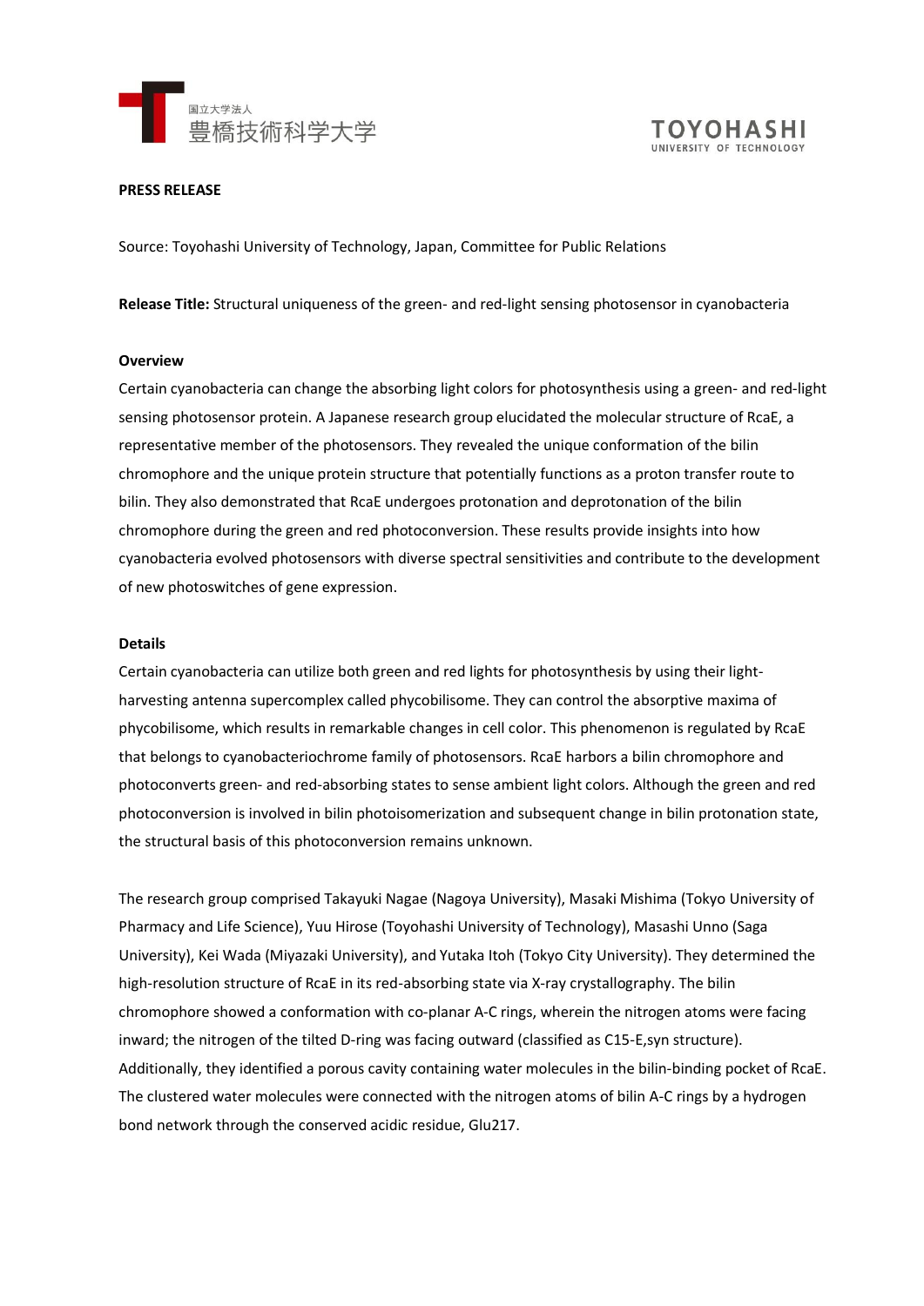国立大学法人
豊橋技術科学大学

TOYOHASHI
UNIVERSITY OF TECHNOLOGY

**PRESS RELEASE**

Source: Toyohashi University of Technology, Japan, Committee for Public Relations

**Release Title:** Structural uniqueness of the green- and red-light sensing photosensor in cyanobacteria

**Overview**

Certain cyanobacteria can change the absorbing light colors for photosynthesis using a green- and red-light sensing photosensor protein. A Japanese research group elucidated the molecular structure of RcaE, a representative member of the photosensors. They revealed the unique conformation of the bilin chromophore and the unique protein structure that potentially functions as a proton transfer route to bilin. They also demonstrated that RcaE undergoes protonation and deprotonation of the bilin chromophore during the green and red photoconversion. These results provide insights into how cyanobacteria evolved photosensors with diverse spectral sensitivities and contribute to the development of new photoswitches of gene expression.

**Details**

Certain cyanobacteria can utilize both green and red lights for photosynthesis by using their light-harvesting antenna supercomplex called phycobilisome. They can control the absorptive maxima of phycobilisome, which results in remarkable changes in cell color. This phenomenon is regulated by RcaE that belongs to cyanobacteriochrome family of photosensors. RcaE harbors a bilin chromophore and photoconverts green- and red-absorbing states to sense ambient light colors. Although the green and red photoconversion is involved in bilin photoisomerization and subsequent change in bilin protonation state, the structural basis of this photoconversion remains unknown.

The research group comprised Takayuki Nagae (Nagoya University), Masaki Mishima (Tokyo University of Pharmacy and Life Science), Yuu Hirose (Toyohashi University of Technology), Masashi Unno (Saga University), Kei Wada (Miyazaki University), and Yutaka Itoh (Tokyo City University). They determined the high-resolution structure of RcaE in its red-absorbing state via X-ray crystallography. The bilin chromophore showed a conformation with co-planar A-C rings, wherein the nitrogen atoms were facing inward; the nitrogen of the tilted D-ring was facing outward (classified as C15-E,syn structure). Additionally, they identified a porous cavity containing water molecules in the bilin-binding pocket of RcaE. The clustered water molecules were connected with the nitrogen atoms of bilin A-C rings by a hydrogen bond network through the conserved acidic residue, Glu217.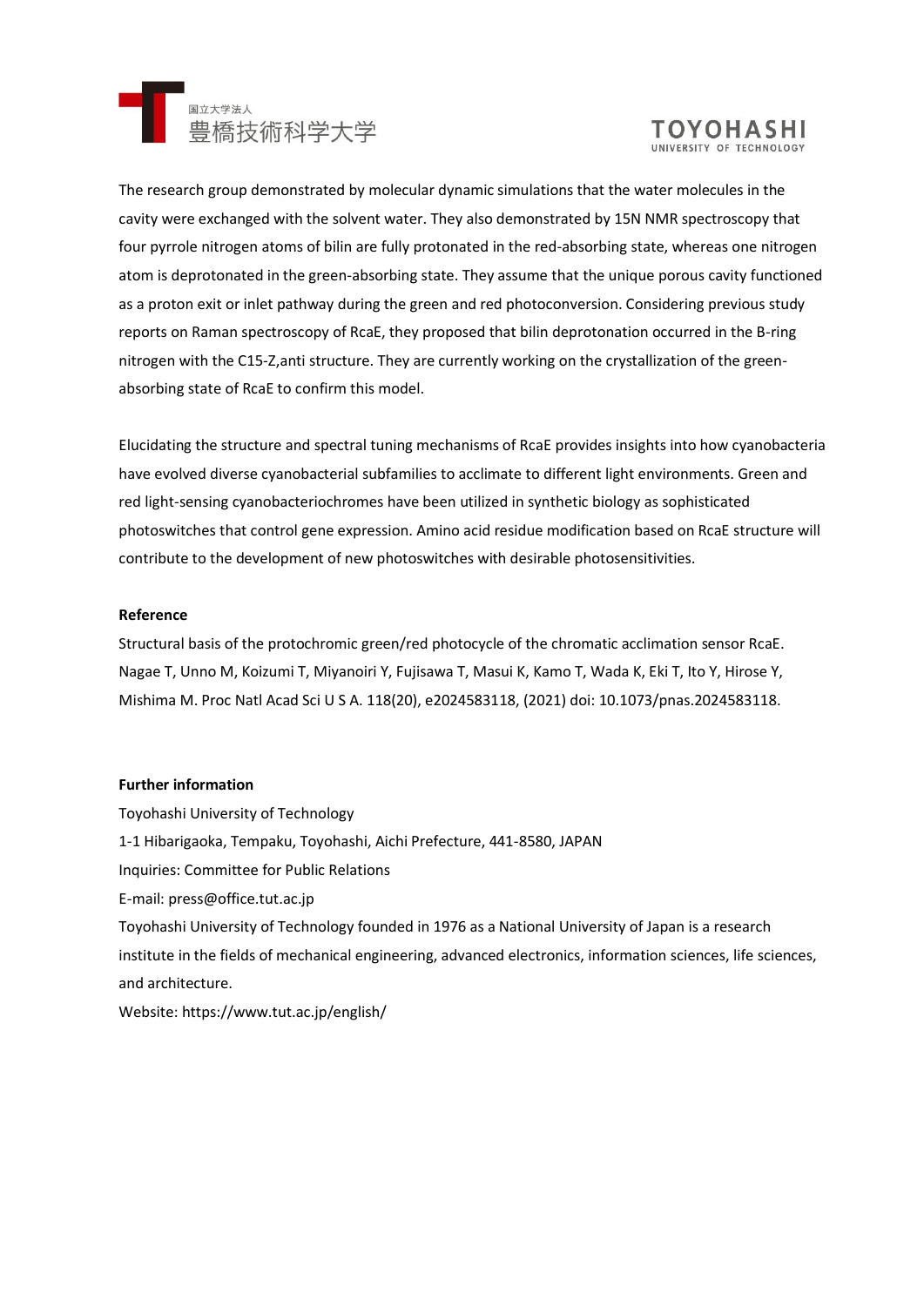The research group demonstrated by molecular dynamic simulations that the water molecules in the cavity were exchanged with the solvent water. They also demonstrated by 15N NMR spectroscopy that four pyrrole nitrogen atoms of bilin are fully protonated in the red-absorbing state, whereas one nitrogen atom is deprotonated in the green-absorbing state. They assume that the unique porous cavity functioned as a proton exit or inlet pathway during the green and red photoconversion. Considering previous study reports on Raman spectroscopy of RcaE, they proposed that bilin deprotonation occurred in the B-ring nitrogen with the C15-Z,anti structure. They are currently working on the crystallization of the green-absorbing state of RcaE to confirm this model.

Elucidating the structure and spectral tuning mechanisms of RcaE provides insights into how cyanobacteria have evolved diverse cyanobacterial subfamilies to acclimate to different light environments. Green and red light-sensing cyanobacteriochromes have been utilized in synthetic biology as sophisticated photoswitches that control gene expression. Amino acid residue modification based on RcaE structure will contribute to the development of new photoswitches with desirable photosensitivities.

**Reference**

Structural basis of the protochromic green/red photocycle of the chromatic acclimation sensor RcaE. Nagae T, Unno M, Koizumi T, Miyanoiri Y, Fujisawa T, Masui K, Kamo T, Wada K, Eki T, Ito Y, Hirose Y, Mishima M. Proc Natl Acad Sci U S A. 118(20), e2024583118, (2021) doi: 10.1073/pnas.2024583118.

**Further information**

Toyohashi University of Technology
1-1 Hibarigaoka, Tempaku, Toyohashi, Aichi Prefecture, 441-8580, JAPAN
Inquiries: Committee for Public Relations
E-mail: press@office.tut.ac.jp
Toyohashi University of Technology founded in 1976 as a National University of Japan is a research institute in the fields of mechanical engineering, advanced electronics, information sciences, life sciences, and architecture.
Website: https://www.tut.ac.jp/english/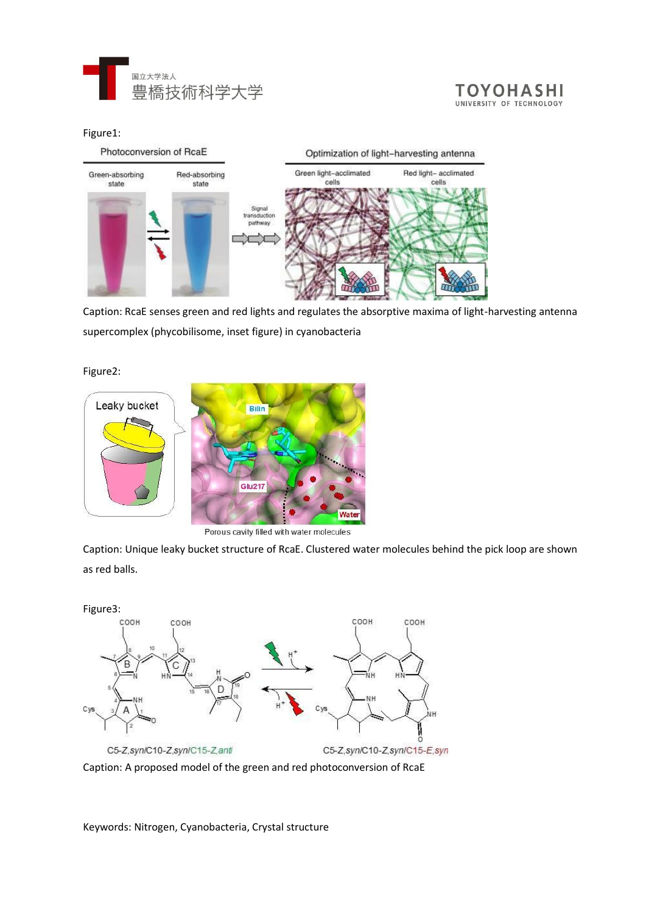Figure1:

Photoconversion of RcaE

Green-absorbing state

Red-absorbing state

Signal transduction pathway

Optimization of light–harvesting antenna

Green light–acclimated cells

Red light– acclimated cells

Caption: RcaE senses green and red lights and regulates the absorptive maxima of light-harvesting antenna supercomplex (phycobilisome, inset figure) in cyanobacteria

Figure2:

Leaky bucket

Bilin

Glu217

Water

Porous cavity filled with water molecules

Caption: Unique leaky bucket structure of RcaE. Clustered water molecules behind the pick loop are shown as red balls.

Figure3:

C5-*Z*,*syn*/C10-*Z*,*syn*/C15-*Z*,*anti*

C5-*Z*,*syn*/C10-*Z*,*syn*/C15-*E*,*syn*

Caption: A proposed model of the green and red photoconversion of RcaE

Keywords: Nitrogen, Cyanobacteria, Crystal structure